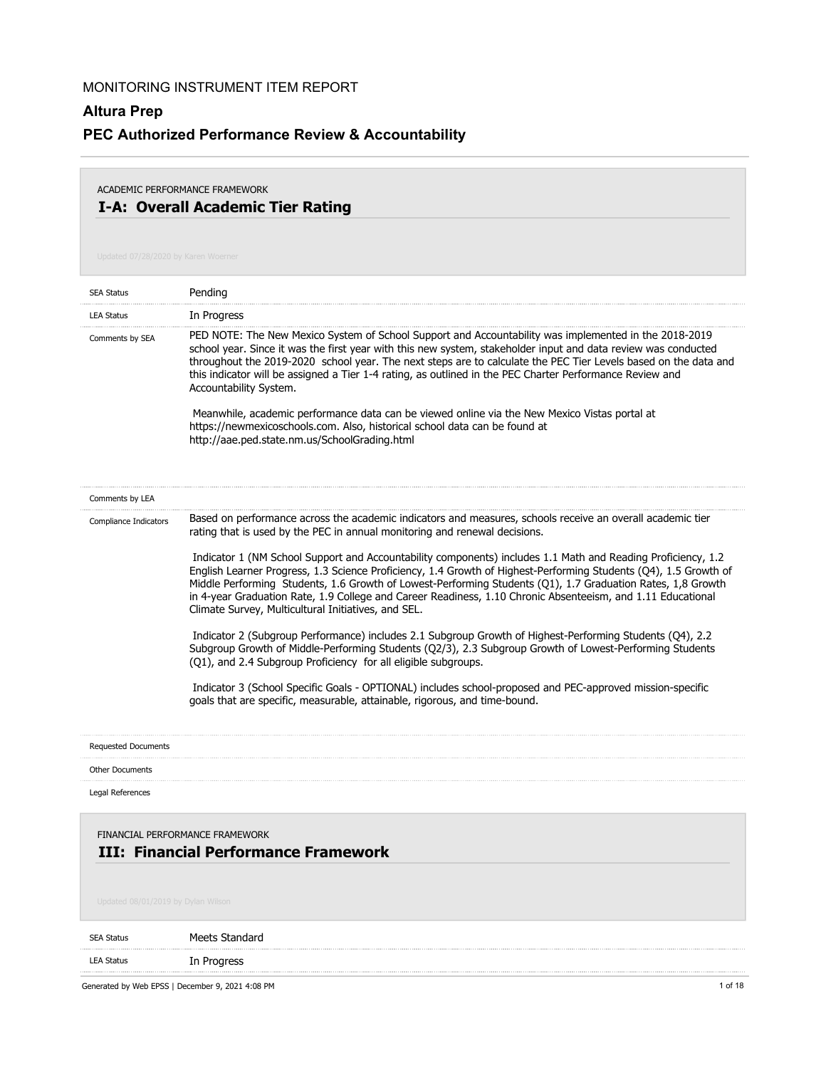MONITORING INSTRUMENT ITEM REPORT

# Altura Prep

## PEC Authorized Performance Review & Accountability

ACADEMIC PERFORMANCE FRAMEWORK

### I-A: Overall Academic Tier Rating

Updated 07/28/2020 by Karen Woerner

| | |
|---|---|
| SEA Status | Pending |
| LEA Status | In Progress |
| Comments by SEA | PED NOTE: The New Mexico System of School Support and Accountability was implemented in the 2018-2019 school year. Since it was the first year with this new system, stakeholder input and data review was conducted throughout the 2019-2020 school year. The next steps are to calculate the PEC Tier Levels based on the data and this indicator will be assigned a Tier 1-4 rating, as outlined in the PEC Charter Performance Review and Accountability System.<br><br>Meanwhile, academic performance data can be viewed online via the New Mexico Vistas portal at https://newmexicoschools.com. Also, historical school data can be found at http://aae.ped.state.nm.us/SchoolGrading.html |
| Comments by LEA | |
| Compliance Indicators | Based on performance across the academic indicators and measures, schools receive an overall academic tier rating that is used by the PEC in annual monitoring and renewal decisions.<br><br>Indicator 1 (NM School Support and Accountability components) includes 1.1 Math and Reading Proficiency, 1.2 English Learner Progress, 1.3 Science Proficiency, 1.4 Growth of Highest-Performing Students (Q4), 1.5 Growth of Middle Performing Students, 1.6 Growth of Lowest-Performing Students (Q1), 1.7 Graduation Rates, 1,8 Growth in 4-year Graduation Rate, 1.9 College and Career Readiness, 1.10 Chronic Absenteeism, and 1.11 Educational Climate Survey, Multicultural Initiatives, and SEL.<br><br>Indicator 2 (Subgroup Performance) includes 2.1 Subgroup Growth of Highest-Performing Students (Q4), 2.2 Subgroup Growth of Middle-Performing Students (Q2/3), 2.3 Subgroup Growth of Lowest-Performing Students (Q1), and 2.4 Subgroup Proficiency for all eligible subgroups.<br><br>Indicator 3 (School Specific Goals - OPTIONAL) includes school-proposed and PEC-approved mission-specific goals that are specific, measurable, attainable, rigorous, and time-bound. |
| Requested Documents | |
| Other Documents | |
| Legal References | |

FINANCIAL PERFORMANCE FRAMEWORK

### III: Financial Performance Framework

Updated 08/01/2019 by Dylan Wilson

| | |
|---|---|
| SEA Status | Meets Standard |
| LEA Status | In Progress |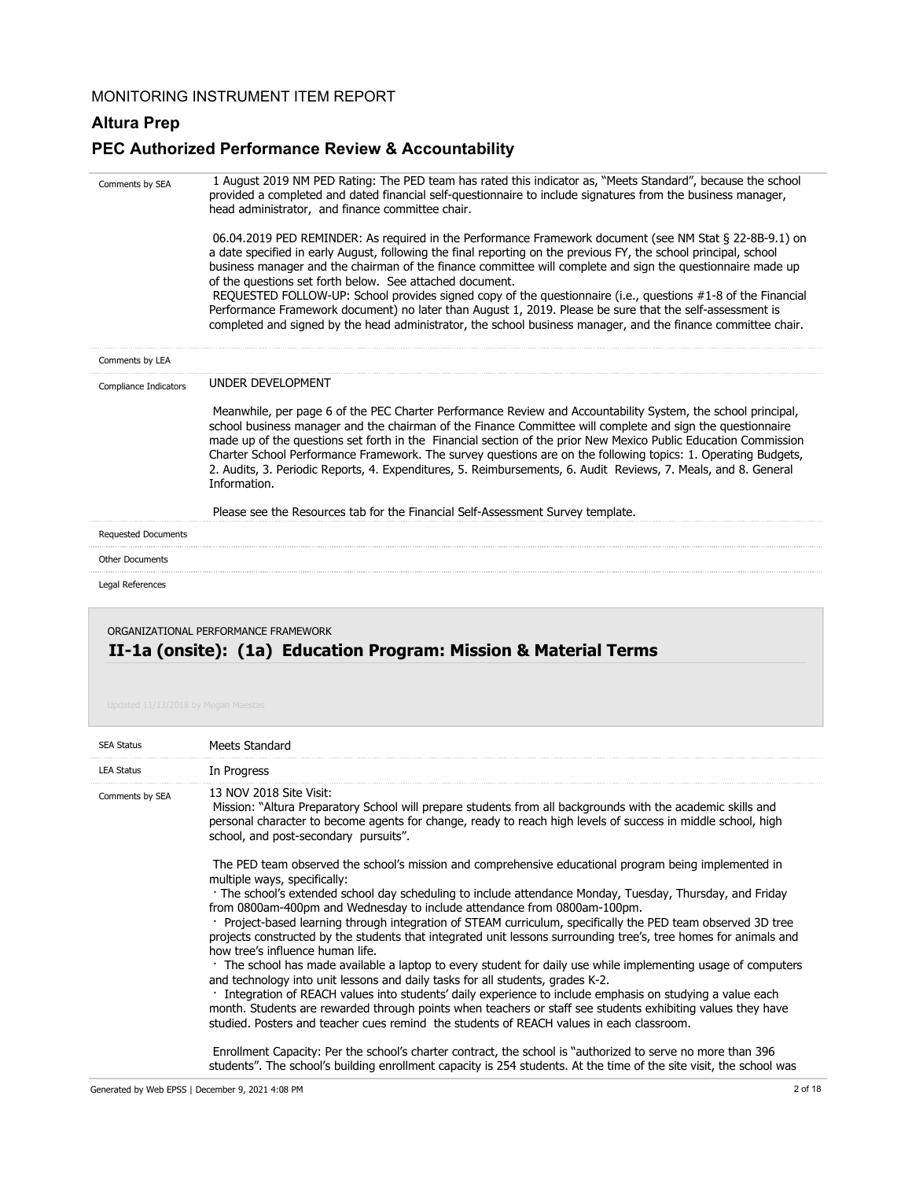MONITORING INSTRUMENT ITEM REPORT

**Altura Prep**

**PEC Authorized Performance Review & Accountability**

| | |
|---|---|
| Comments by SEA | 1 August 2019 NM PED Rating: The PED team has rated this indicator as, "Meets Standard", because the school provided a completed and dated financial self-questionnaire to include signatures from the business manager, head administrator, and finance committee chair.<br><br>06.04.2019 PED REMINDER: As required in the Performance Framework document (see NM Stat § 22-8B-9.1) on a date specified in early August, following the final reporting on the previous FY, the school principal, school business manager and the chairman of the finance committee will complete and sign the questionnaire made up of the questions set forth below. See attached document.<br>REQUESTED FOLLOW-UP: School provides signed copy of the questionnaire (i.e., questions #1-8 of the Financial Performance Framework document) no later than August 1, 2019. Please be sure that the self-assessment is completed and signed by the head administrator, the school business manager, and the finance committee chair. |
| Comments by LEA | |
| Compliance Indicators | UNDER DEVELOPMENT<br><br>Meanwhile, per page 6 of the PEC Charter Performance Review and Accountability System, the school principal, school business manager and the chairman of the Finance Committee will complete and sign the questionnaire made up of the questions set forth in the Financial section of the prior New Mexico Public Education Commission Charter School Performance Framework. The survey questions are on the following topics: 1. Operating Budgets, 2. Audits, 3. Periodic Reports, 4. Expenditures, 5. Reimbursements, 6. Audit Reviews, 7. Meals, and 8. General Information.<br><br>Please see the Resources tab for the Financial Self-Assessment Survey template. |
| Requested Documents | |
| Other Documents | |
| Legal References | |

ORGANIZATIONAL PERFORMANCE FRAMEWORK

## II-1a (onsite): (1a) Education Program: Mission & Material Terms

Updated 11/13/2018 by Megan Maestas

| | |
|---|---|
| SEA Status | Meets Standard |
| LEA Status | In Progress |
| Comments by SEA | 13 NOV 2018 Site Visit:<br>Mission: "Altura Preparatory School will prepare students from all backgrounds with the academic skills and personal character to become agents for change, ready to reach high levels of success in middle school, high school, and post-secondary pursuits".<br><br>The PED team observed the school's mission and comprehensive educational program being implemented in multiple ways, specifically:<br>· The school's extended school day scheduling to include attendance Monday, Tuesday, Thursday, and Friday from 0800am-400pm and Wednesday to include attendance from 0800am-100pm.<br>· Project-based learning through integration of STEAM curriculum, specifically the PED team observed 3D tree projects constructed by the students that integrated unit lessons surrounding tree's, tree homes for animals and how tree's influence human life.<br>· The school has made available a laptop to every student for daily use while implementing usage of computers and technology into unit lessons and daily tasks for all students, grades K-2.<br>· Integration of REACH values into students' daily experience to include emphasis on studying a value each month. Students are rewarded through points when teachers or staff see students exhibiting values they have studied. Posters and teacher cues remind the students of REACH values in each classroom.<br><br>Enrollment Capacity: Per the school's charter contract, the school is "authorized to serve no more than 396 students". The school's building enrollment capacity is 254 students. At the time of the site visit, the school was |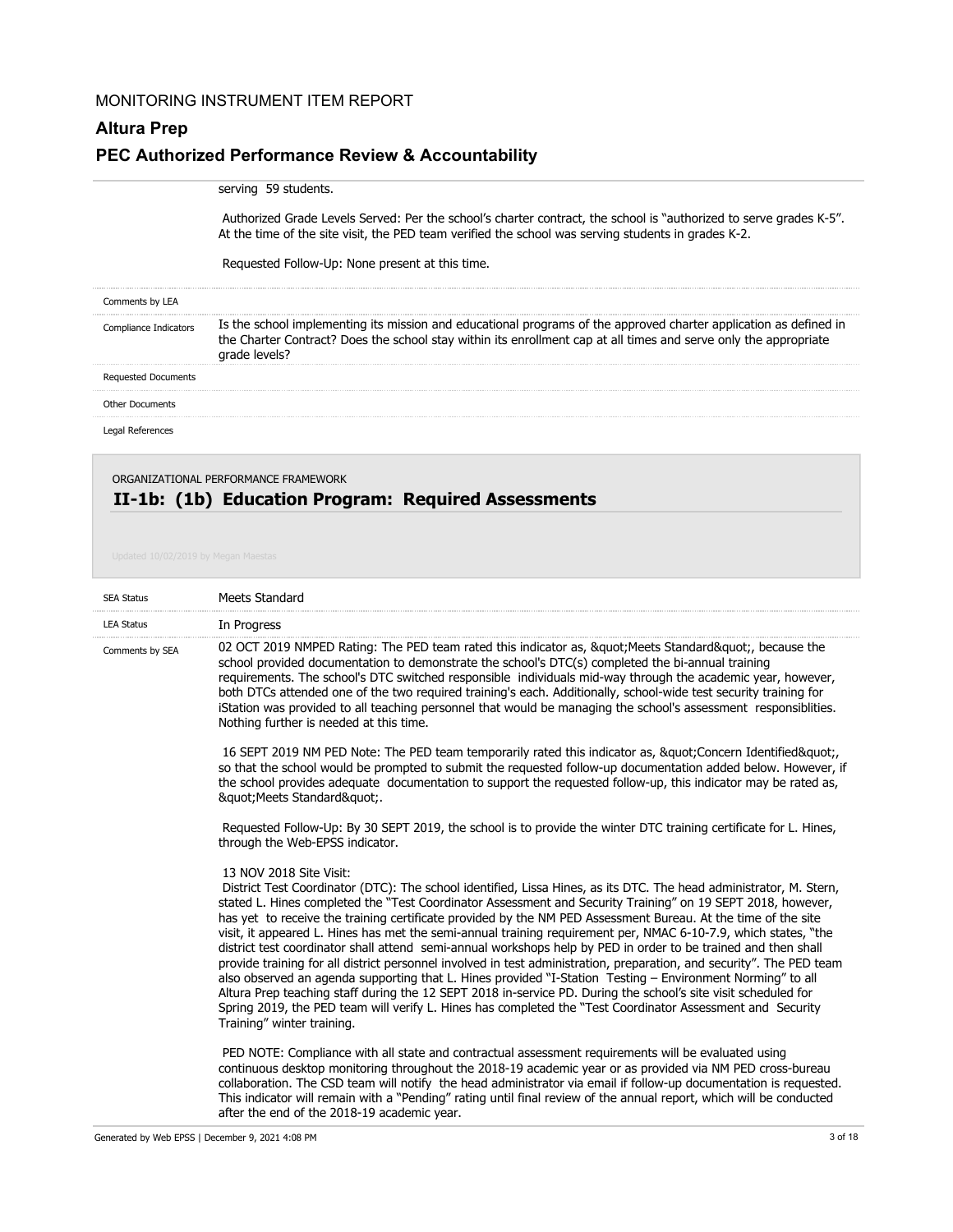serving 59 students.

Authorized Grade Levels Served: Per the school's charter contract, the school is "authorized to serve grades K-5". At the time of the site visit, the PED team verified the school was serving students in grades K-2.

Requested Follow-Up: None present at this time.

| | |
|---|---|
| Comments by LEA | |
| Compliance Indicators | Is the school implementing its mission and educational programs of the approved charter application as defined in the Charter Contract? Does the school stay within its enrollment cap at all times and serve only the appropriate grade levels? |
| Requested Documents | |
| Other Documents | |
| Legal References | |

ORGANIZATIONAL PERFORMANCE FRAMEWORK

## II-1b: (1b) Education Program: Required Assessments

Updated 10/02/2019 by Megan Maestas

| | |
|---|---|
| SEA Status | Meets Standard |
| LEA Status | In Progress |

**Comments by SEA**

02 OCT 2019 NMPED Rating: The PED team rated this indicator as, &quot;Meets Standard&quot;, because the school provided documentation to demonstrate the school's DTC(s) completed the bi-annual training requirements. The school's DTC switched responsible individuals mid-way through the academic year, however, both DTCs attended one of the two required training's each. Additionally, school-wide test security training for iStation was provided to all teaching personnel that would be managing the school's assessment responsiblities. Nothing further is needed at this time.

16 SEPT 2019 NM PED Note: The PED team temporarily rated this indicator as, &quot;Concern Identified&quot;, so that the school would be prompted to submit the requested follow-up documentation added below. However, if the school provides adequate documentation to support the requested follow-up, this indicator may be rated as, &quot;Meets Standard&quot;.

Requested Follow-Up: By 30 SEPT 2019, the school is to provide the winter DTC training certificate for L. Hines, through the Web-EPSS indicator.

13 NOV 2018 Site Visit:
District Test Coordinator (DTC): The school identified, Lissa Hines, as its DTC. The head administrator, M. Stern, stated L. Hines completed the "Test Coordinator Assessment and Security Training" on 19 SEPT 2018, however, has yet to receive the training certificate provided by the NM PED Assessment Bureau. At the time of the site visit, it appeared L. Hines has met the semi-annual training requirement per, NMAC 6-10-7.9, which states, "the district test coordinator shall attend semi-annual workshops help by PED in order to be trained and then shall provide training for all district personnel involved in test administration, preparation, and security". The PED team also observed an agenda supporting that L. Hines provided "I-Station Testing – Environment Norming" to all Altura Prep teaching staff during the 12 SEPT 2018 in-service PD. During the school's site visit scheduled for Spring 2019, the PED team will verify L. Hines has completed the "Test Coordinator Assessment and Security Training" winter training.

PED NOTE: Compliance with all state and contractual assessment requirements will be evaluated using continuous desktop monitoring throughout the 2018-19 academic year or as provided via NM PED cross-bureau collaboration. The CSD team will notify the head administrator via email if follow-up documentation is requested. This indicator will remain with a "Pending" rating until final review of the annual report, which will be conducted after the end of the 2018-19 academic year.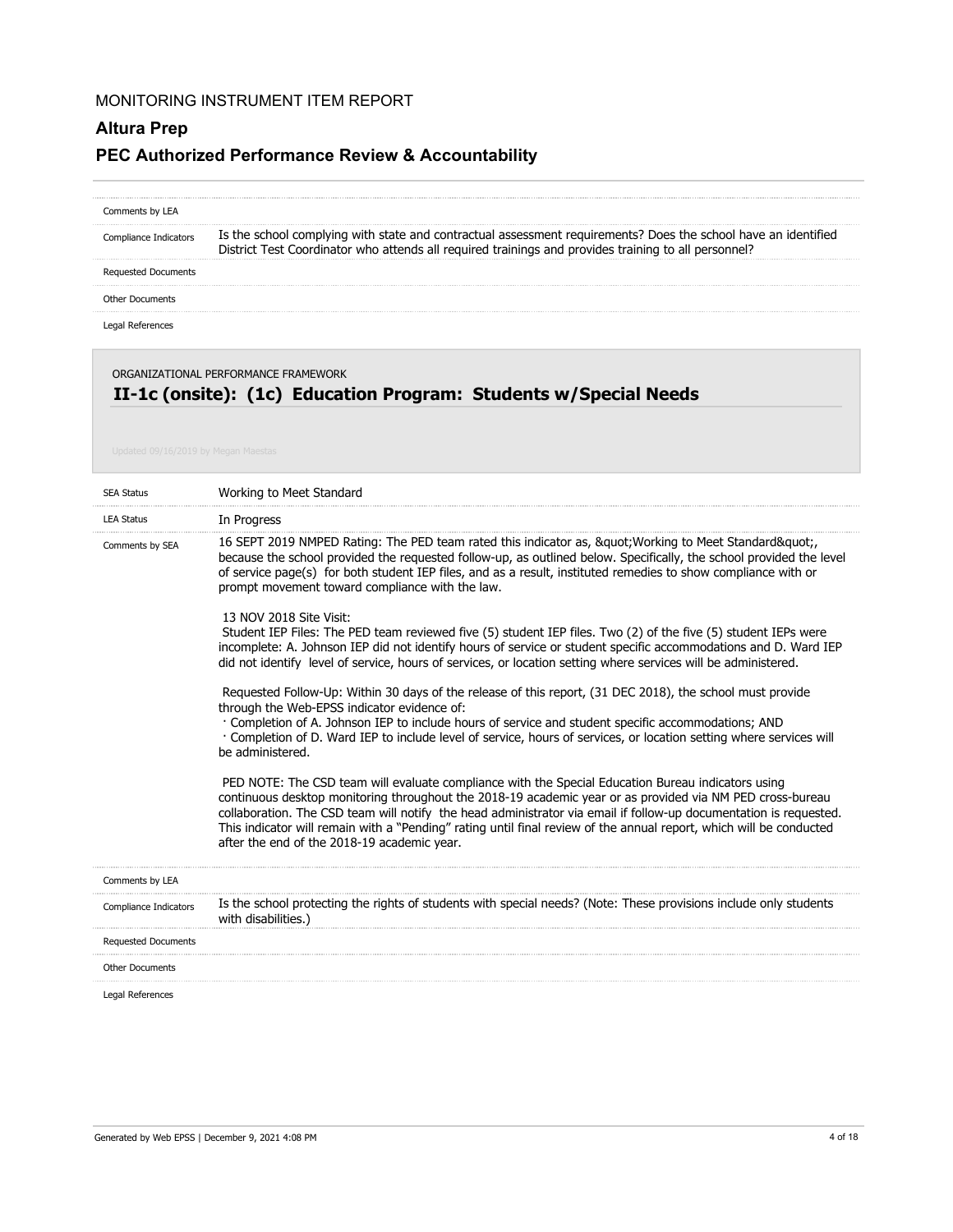MONITORING INSTRUMENT ITEM REPORT

## Altura Prep

## PEC Authorized Performance Review & Accountability

| | |
|---|---|
| Comments by LEA | |
| Compliance Indicators | Is the school complying with state and contractual assessment requirements? Does the school have an identified District Test Coordinator who attends all required trainings and provides training to all personnel? |
| Requested Documents | |
| Other Documents | |
| Legal References | |

ORGANIZATIONAL PERFORMANCE FRAMEWORK

### II-1c (onsite): (1c) Education Program: Students w/Special Needs

Updated 09/16/2019 by Megan Maestas

| | |
|---|---|
| SEA Status | Working to Meet Standard |
| LEA Status | In Progress |
| Comments by SEA | 16 SEPT 2019 NMPED Rating: The PED team rated this indicator as, &quot;Working to Meet Standard&quot;, because the school provided the requested follow-up, as outlined below. Specifically, the school provided the level of service page(s) for both student IEP files, and as a result, instituted remedies to show compliance with or prompt movement toward compliance with the law.<br><br>13 NOV 2018 Site Visit:<br>Student IEP Files: The PED team reviewed five (5) student IEP files. Two (2) of the five (5) student IEPs were incomplete: A. Johnson IEP did not identify hours of service or student specific accommodations and D. Ward IEP did not identify level of service, hours of services, or location setting where services will be administered.<br><br>Requested Follow-Up: Within 30 days of the release of this report, (31 DEC 2018), the school must provide through the Web-EPSS indicator evidence of:<br>· Completion of A. Johnson IEP to include hours of service and student specific accommodations; AND<br>· Completion of D. Ward IEP to include level of service, hours of services, or location setting where services will be administered.<br><br>PED NOTE: The CSD team will evaluate compliance with the Special Education Bureau indicators using continuous desktop monitoring throughout the 2018-19 academic year or as provided via NM PED cross-bureau collaboration. The CSD team will notify the head administrator via email if follow-up documentation is requested. This indicator will remain with a “Pending” rating until final review of the annual report, which will be conducted after the end of the 2018-19 academic year. |
| Comments by LEA | |
| Compliance Indicators | Is the school protecting the rights of students with special needs? (Note: These provisions include only students with disabilities.) |
| Requested Documents | |
| Other Documents | |
| Legal References | |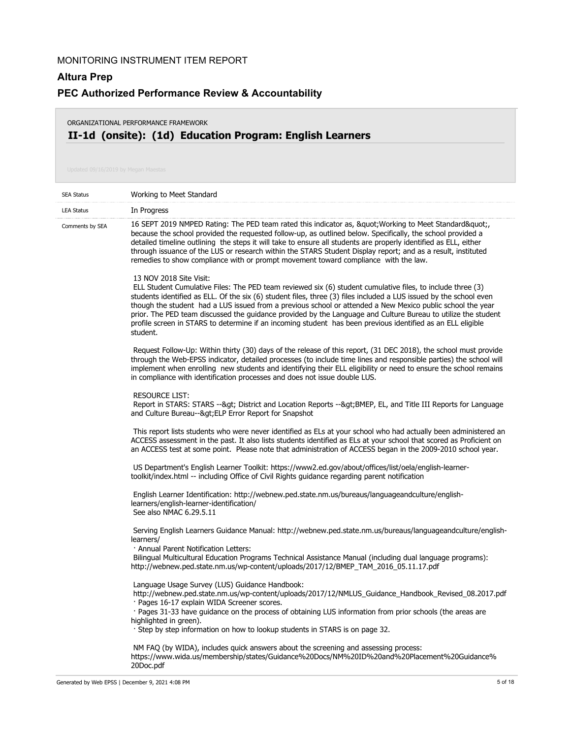MONITORING INSTRUMENT ITEM REPORT

## Altura Prep

## PEC Authorized Performance Review & Accountability

ORGANIZATIONAL PERFORMANCE FRAMEWORK

### II-1d (onsite): (1d) Education Program: English Learners

Updated 09/16/2019 by Megan Maestas

| | |
|---|---|
| SEA Status | Working to Meet Standard |
| LEA Status | In Progress |

**Comments by SEA**

16 SEPT 2019 NMPED Rating: The PED team rated this indicator as, &quot;Working to Meet Standard&quot;, because the school provided the requested follow-up, as outlined below. Specifically, the school provided a detailed timeline outlining the steps it will take to ensure all students are properly identified as ELL, either through issuance of the LUS or research within the STARS Student Display report; and as a result, instituted remedies to show compliance with or prompt movement toward compliance with the law.

13 NOV 2018 Site Visit:
ELL Student Cumulative Files: The PED team reviewed six (6) student cumulative files, to include three (3) students identified as ELL. Of the six (6) student files, three (3) files included a LUS issued by the school even though the student had a LUS issued from a previous school or attended a New Mexico public school the year prior. The PED team discussed the guidance provided by the Language and Culture Bureau to utilize the student profile screen in STARS to determine if an incoming student has been previous identified as an ELL eligible student.

Request Follow-Up: Within thirty (30) days of the release of this report, (31 DEC 2018), the school must provide through the Web-EPSS indicator, detailed processes (to include time lines and responsible parties) the school will implement when enrolling new students and identifying their ELL eligibility or need to ensure the school remains in compliance with identification processes and does not issue double LUS.

RESOURCE LIST:
Report in STARS: STARS --&gt; District and Location Reports --&gt;BMEP, EL, and Title III Reports for Language and Culture Bureau--&gt;ELP Error Report for Snapshot

This report lists students who were never identified as ELs at your school who had actually been administered an ACCESS assessment in the past. It also lists students identified as ELs at your school that scored as Proficient on an ACCESS test at some point. Please note that administration of ACCESS began in the 2009-2010 school year.

US Department's English Learner Toolkit: https://www2.ed.gov/about/offices/list/oela/english-learner-toolkit/index.html -- including Office of Civil Rights guidance regarding parent notification

English Learner Identification: http://webnew.ped.state.nm.us/bureaus/languageandculture/english-learners/english-learner-identification/
See also NMAC 6.29.5.11

Serving English Learners Guidance Manual: http://webnew.ped.state.nm.us/bureaus/languageandculture/english-learners/
· Annual Parent Notification Letters:
Bilingual Multicultural Education Programs Technical Assistance Manual (including dual language programs): http://webnew.ped.state.nm.us/wp-content/uploads/2017/12/BMEP_TAM_2016_05.11.17.pdf

Language Usage Survey (LUS) Guidance Handbook:
http://webnew.ped.state.nm.us/wp-content/uploads/2017/12/NMLUS_Guidance_Handbook_Revised_08.2017.pdf
· Pages 16-17 explain WIDA Screener scores.
· Pages 31-33 have guidance on the process of obtaining LUS information from prior schools (the areas are highlighted in green).
· Step by step information on how to lookup students in STARS is on page 32.

NM FAQ (by WIDA), includes quick answers about the screening and assessing process:
https://www.wida.us/membership/states/Guidance%20Docs/NM%20ID%20and%20Placement%20Guidance%20Doc.pdf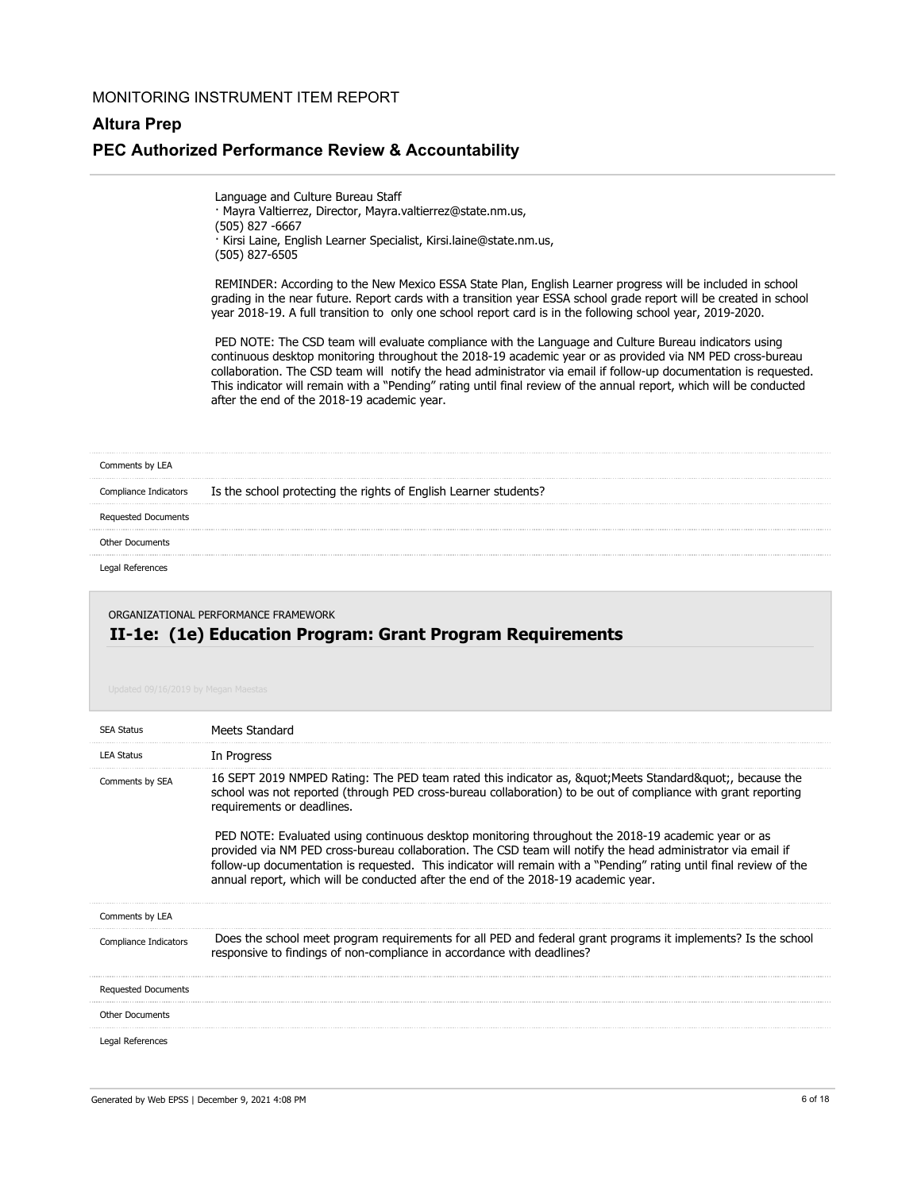Language and Culture Bureau Staff
· Mayra Valtierrez, Director, Mayra.valtierrez@state.nm.us,
(505) 827 -6667
· Kirsi Laine, English Learner Specialist, Kirsi.laine@state.nm.us,
(505) 827-6505

REMINDER: According to the New Mexico ESSA State Plan, English Learner progress will be included in school grading in the near future. Report cards with a transition year ESSA school grade report will be created in school year 2018-19. A full transition to only one school report card is in the following school year, 2019-2020.

PED NOTE: The CSD team will evaluate compliance with the Language and Culture Bureau indicators using continuous desktop monitoring throughout the 2018-19 academic year or as provided via NM PED cross-bureau collaboration. The CSD team will notify the head administrator via email if follow-up documentation is requested. This indicator will remain with a "Pending" rating until final review of the annual report, which will be conducted after the end of the 2018-19 academic year.

| | |
|---|---|
| Comments by LEA | |
| Compliance Indicators | Is the school protecting the rights of English Learner students? |
| Requested Documents | |
| Other Documents | |
| Legal References | |

ORGANIZATIONAL PERFORMANCE FRAMEWORK

## II-1e: (1e) Education Program: Grant Program Requirements

Updated 09/16/2019 by Megan Maestas

| | |
|---|---|
| SEA Status | Meets Standard |
| LEA Status | In Progress |
| Comments by SEA | 16 SEPT 2019 NMPED Rating: The PED team rated this indicator as, &quot;Meets Standard&quot;, because the school was not reported (through PED cross-bureau collaboration) to be out of compliance with grant reporting requirements or deadlines.<br><br>PED NOTE: Evaluated using continuous desktop monitoring throughout the 2018-19 academic year or as provided via NM PED cross-bureau collaboration. The CSD team will notify the head administrator via email if follow-up documentation is requested. This indicator will remain with a "Pending" rating until final review of the annual report, which will be conducted after the end of the 2018-19 academic year. |
| Comments by LEA | |
| Compliance Indicators | Does the school meet program requirements for all PED and federal grant programs it implements? Is the school responsive to findings of non-compliance in accordance with deadlines? |
| Requested Documents | |
| Other Documents | |
| Legal References | |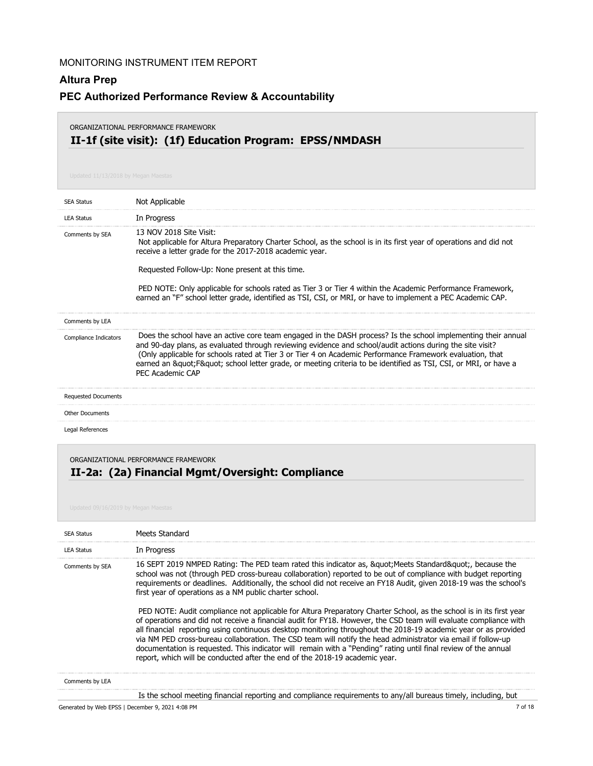ORGANIZATIONAL PERFORMANCE FRAMEWORK

## II-1f (site visit): (1f) Education Program: EPSS/NMDASH

Updated 11/13/2018 by Megan Maestas

| | |
|---|---|
| SEA Status | Not Applicable |
| LEA Status | In Progress |
| Comments by SEA | 13 NOV 2018 Site Visit: Not applicable for Altura Preparatory Charter School, as the school is in its first year of operations and did not receive a letter grade for the 2017-2018 academic year.<br><br>Requested Follow-Up: None present at this time.<br><br>PED NOTE: Only applicable for schools rated as Tier 3 or Tier 4 within the Academic Performance Framework, earned an "F" school letter grade, identified as TSI, CSI, or MRI, or have to implement a PEC Academic CAP. |
| Comments by LEA | |
| Compliance Indicators | Does the school have an active core team engaged in the DASH process? Is the school implementing their annual and 90-day plans, as evaluated through reviewing evidence and school/audit actions during the site visit? (Only applicable for schools rated at Tier 3 or Tier 4 on Academic Performance Framework evaluation, that earned an &quot;F&quot; school letter grade, or meeting criteria to be identified as TSI, CSI, or MRI, or have a PEC Academic CAP |
| Requested Documents | |
| Other Documents | |
| Legal References | |

ORGANIZATIONAL PERFORMANCE FRAMEWORK

## II-2a: (2a) Financial Mgmt/Oversight: Compliance

Updated 09/16/2019 by Megan Maestas

| | |
|---|---|
| SEA Status | Meets Standard |
| LEA Status | In Progress |
| Comments by SEA | 16 SEPT 2019 NMPED Rating: The PED team rated this indicator as, &quot;Meets Standard&quot;, because the school was not (through PED cross-bureau collaboration) reported to be out of compliance with budget reporting requirements or deadlines. Additionally, the school did not receive an FY18 Audit, given 2018-19 was the school's first year of operations as a NM public charter school.<br><br>PED NOTE: Audit compliance not applicable for Altura Preparatory Charter School, as the school is in its first year of operations and did not receive a financial audit for FY18. However, the CSD team will evaluate compliance with all financial reporting using continuous desktop monitoring throughout the 2018-19 academic year or as provided via NM PED cross-bureau collaboration. The CSD team will notify the head administrator via email if follow-up documentation is requested. This indicator will remain with a "Pending" rating until final review of the annual report, which will be conducted after the end of the 2018-19 academic year. |
| Comments by LEA | |
| | Is the school meeting financial reporting and compliance requirements to any/all bureaus timely, including, but |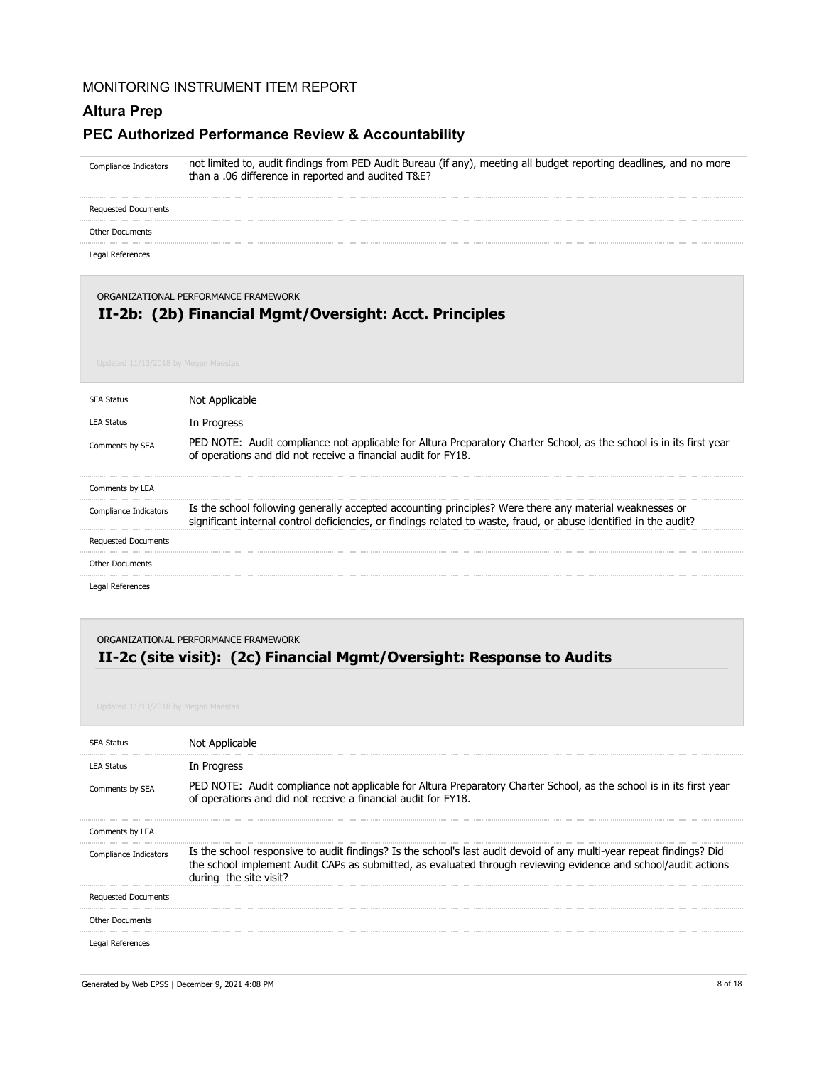| | |
|---|---|
| Compliance Indicators | not limited to, audit findings from PED Audit Bureau (if any), meeting all budget reporting deadlines, and no more than a .06 difference in reported and audited T&E? |
| Requested Documents | |
| Other Documents | |
| Legal References | |

ORGANIZATIONAL PERFORMANCE FRAMEWORK

## II-2b: (2b) Financial Mgmt/Oversight: Acct. Principles

Updated 11/13/2018 by Megan Maestas

| | |
|---|---|
| SEA Status | Not Applicable |
| LEA Status | In Progress |
| Comments by SEA | PED NOTE: Audit compliance not applicable for Altura Preparatory Charter School, as the school is in its first year of operations and did not receive a financial audit for FY18. |
| Comments by LEA | |
| Compliance Indicators | Is the school following generally accepted accounting principles? Were there any material weaknesses or significant internal control deficiencies, or findings related to waste, fraud, or abuse identified in the audit? |
| Requested Documents | |
| Other Documents | |
| Legal References | |

ORGANIZATIONAL PERFORMANCE FRAMEWORK

## II-2c (site visit): (2c) Financial Mgmt/Oversight: Response to Audits

Updated 11/13/2018 by Megan Maestas

| | |
|---|---|
| SEA Status | Not Applicable |
| LEA Status | In Progress |
| Comments by SEA | PED NOTE: Audit compliance not applicable for Altura Preparatory Charter School, as the school is in its first year of operations and did not receive a financial audit for FY18. |
| Comments by LEA | |
| Compliance Indicators | Is the school responsive to audit findings? Is the school's last audit devoid of any multi-year repeat findings? Did the school implement Audit CAPs as submitted, as evaluated through reviewing evidence and school/audit actions during the site visit? |
| Requested Documents | |
| Other Documents | |
| Legal References | |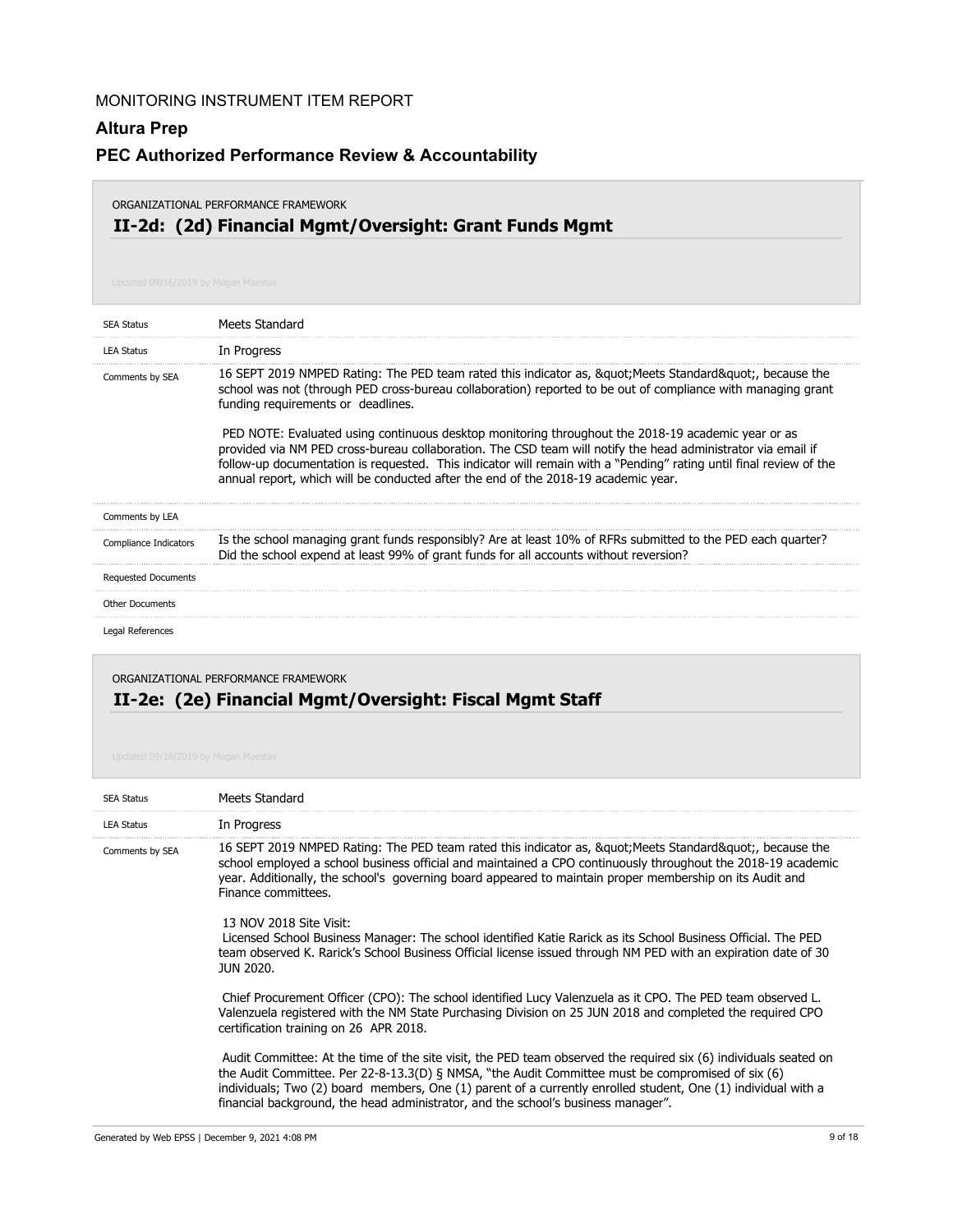MONITORING INSTRUMENT ITEM REPORT

**Altura Prep**

**PEC Authorized Performance Review & Accountability**

ORGANIZATIONAL PERFORMANCE FRAMEWORK

## II-2d: (2d) Financial Mgmt/Oversight: Grant Funds Mgmt

Updated 09/16/2019 by Megan Maestas

| | |
|---|---|
| SEA Status | Meets Standard |
| LEA Status | In Progress |
| Comments by SEA | 16 SEPT 2019 NMPED Rating: The PED team rated this indicator as, &quot;Meets Standard&quot;, because the school was not (through PED cross-bureau collaboration) reported to be out of compliance with managing grant funding requirements or deadlines.<br><br>PED NOTE: Evaluated using continuous desktop monitoring throughout the 2018-19 academic year or as provided via NM PED cross-bureau collaboration. The CSD team will notify the head administrator via email if follow-up documentation is requested. This indicator will remain with a "Pending" rating until final review of the annual report, which will be conducted after the end of the 2018-19 academic year. |
| Comments by LEA | |
| Compliance Indicators | Is the school managing grant funds responsibly? Are at least 10% of RFRs submitted to the PED each quarter? Did the school expend at least 99% of grant funds for all accounts without reversion? |
| Requested Documents | |
| Other Documents | |
| Legal References | |

ORGANIZATIONAL PERFORMANCE FRAMEWORK

## II-2e: (2e) Financial Mgmt/Oversight: Fiscal Mgmt Staff

Updated 09/16/2019 by Megan Maestas

| | |
|---|---|
| SEA Status | Meets Standard |
| LEA Status | In Progress |
| Comments by SEA | 16 SEPT 2019 NMPED Rating: The PED team rated this indicator as, &quot;Meets Standard&quot;, because the school employed a school business official and maintained a CPO continuously throughout the 2018-19 academic year. Additionally, the school's governing board appeared to maintain proper membership on its Audit and Finance committees.<br><br>13 NOV 2018 Site Visit:<br>Licensed School Business Manager: The school identified Katie Rarick as its School Business Official. The PED team observed K. Rarick's School Business Official license issued through NM PED with an expiration date of 30 JUN 2020.<br><br>Chief Procurement Officer (CPO): The school identified Lucy Valenzuela as it CPO. The PED team observed L. Valenzuela registered with the NM State Purchasing Division on 25 JUN 2018 and completed the required CPO certification training on 26 APR 2018.<br><br>Audit Committee: At the time of the site visit, the PED team observed the required six (6) individuals seated on the Audit Committee. Per 22-8-13.3(D) § NMSA, "the Audit Committee must be compromised of six (6) individuals; Two (2) board members, One (1) parent of a currently enrolled student, One (1) individual with a financial background, the head administrator, and the school's business manager". |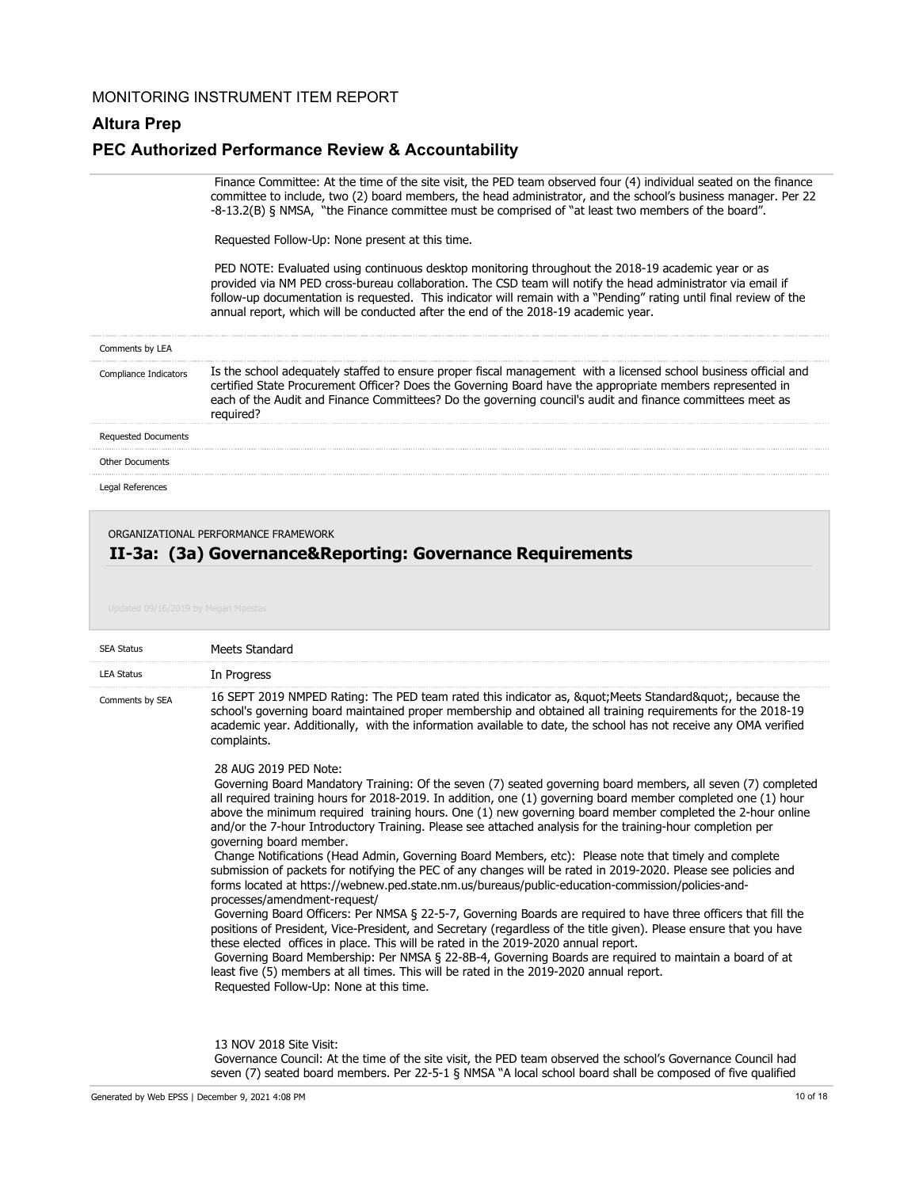Finance Committee: At the time of the site visit, the PED team observed four (4) individual seated on the finance committee to include, two (2) board members, the head administrator, and the school's business manager. Per 22-8-13.2(B) § NMSA, "the Finance committee must be comprised of "at least two members of the board".

Requested Follow-Up: None present at this time.

PED NOTE: Evaluated using continuous desktop monitoring throughout the 2018-19 academic year or as provided via NM PED cross-bureau collaboration. The CSD team will notify the head administrator via email if follow-up documentation is requested. This indicator will remain with a "Pending" rating until final review of the annual report, which will be conducted after the end of the 2018-19 academic year.

| | |
|---|---|
| Comments by LEA | |
| Compliance Indicators | Is the school adequately staffed to ensure proper fiscal management with a licensed school business official and certified State Procurement Officer? Does the Governing Board have the appropriate members represented in each of the Audit and Finance Committees? Do the governing council's audit and finance committees meet as required? |
| Requested Documents | |
| Other Documents | |
| Legal References | |

ORGANIZATIONAL PERFORMANCE FRAMEWORK

## II-3a: (3a) Governance&Reporting: Governance Requirements

Updated 09/16/2019 by Megan Maestas

| | |
|---|---|
| SEA Status | Meets Standard |
| LEA Status | In Progress |

**Comments by SEA**

16 SEPT 2019 NMPED Rating: The PED team rated this indicator as, &quot;Meets Standard&quot;, because the school's governing board maintained proper membership and obtained all training requirements for the 2018-19 academic year. Additionally, with the information available to date, the school has not receive any OMA verified complaints.

28 AUG 2019 PED Note:

Governing Board Mandatory Training: Of the seven (7) seated governing board members, all seven (7) completed all required training hours for 2018-2019. In addition, one (1) governing board member completed one (1) hour above the minimum required training hours. One (1) new governing board member completed the 2-hour online and/or the 7-hour Introductory Training. Please see attached analysis for the training-hour completion per governing board member.

Change Notifications (Head Admin, Governing Board Members, etc): Please note that timely and complete submission of packets for notifying the PEC of any changes will be rated in 2019-2020. Please see policies and forms located at https://webnew.ped.state.nm.us/bureaus/public-education-commission/policies-and-processes/amendment-request/

Governing Board Officers: Per NMSA § 22-5-7, Governing Boards are required to have three officers that fill the positions of President, Vice-President, and Secretary (regardless of the title given). Please ensure that you have these elected offices in place. This will be rated in the 2019-2020 annual report.

Governing Board Membership: Per NMSA § 22-8B-4, Governing Boards are required to maintain a board of at least five (5) members at all times. This will be rated in the 2019-2020 annual report.

Requested Follow-Up: None at this time.

13 NOV 2018 Site Visit:

Governance Council: At the time of the site visit, the PED team observed the school's Governance Council had seven (7) seated board members. Per 22-5-1 § NMSA "A local school board shall be composed of five qualified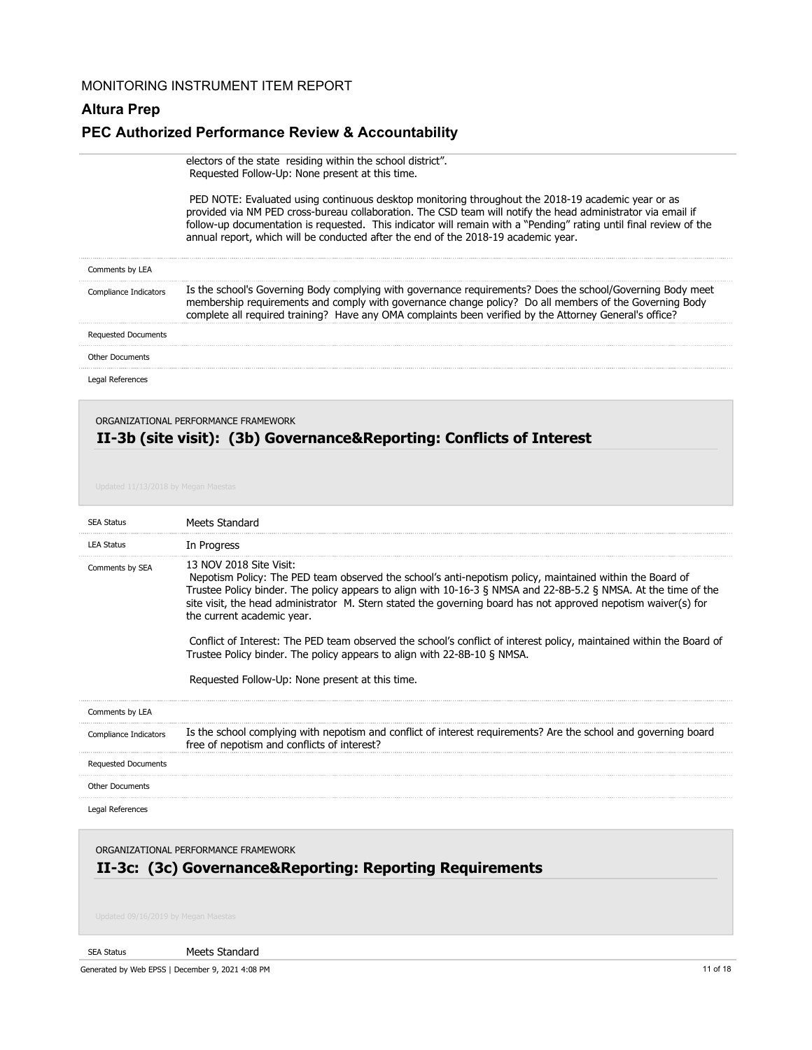electors of the state residing within the school district".
Requested Follow-Up: None present at this time.

PED NOTE: Evaluated using continuous desktop monitoring throughout the 2018-19 academic year or as provided via NM PED cross-bureau collaboration. The CSD team will notify the head administrator via email if follow-up documentation is requested. This indicator will remain with a "Pending" rating until final review of the annual report, which will be conducted after the end of the 2018-19 academic year.

| | |
|---|---|
| Comments by LEA | |
| Compliance Indicators | Is the school's Governing Body complying with governance requirements? Does the school/Governing Body meet membership requirements and comply with governance change policy? Do all members of the Governing Body complete all required training? Have any OMA complaints been verified by the Attorney General's office? |
| Requested Documents | |
| Other Documents | |
| Legal References | |

ORGANIZATIONAL PERFORMANCE FRAMEWORK

## II-3b (site visit): (3b) Governance&Reporting: Conflicts of Interest

Updated 11/13/2018 by Megan Maestas

| | |
|---|---|
| SEA Status | Meets Standard |
| LEA Status | In Progress |
| Comments by SEA | 13 NOV 2018 Site Visit:<br>Nepotism Policy: The PED team observed the school's anti-nepotism policy, maintained within the Board of Trustee Policy binder. The policy appears to align with 10-16-3 § NMSA and 22-8B-5.2 § NMSA. At the time of the site visit, the head administrator M. Stern stated the governing board has not approved nepotism waiver(s) for the current academic year.<br><br>Conflict of Interest: The PED team observed the school's conflict of interest policy, maintained within the Board of Trustee Policy binder. The policy appears to align with 22-8B-10 § NMSA.<br><br>Requested Follow-Up: None present at this time. |
| Comments by LEA | |
| Compliance Indicators | Is the school complying with nepotism and conflict of interest requirements? Are the school and governing board free of nepotism and conflicts of interest? |
| Requested Documents | |
| Other Documents | |
| Legal References | |

ORGANIZATIONAL PERFORMANCE FRAMEWORK

## II-3c: (3c) Governance&Reporting: Reporting Requirements

Updated 09/16/2019 by Megan Maestas

| | |
|---|---|
| SEA Status | Meets Standard |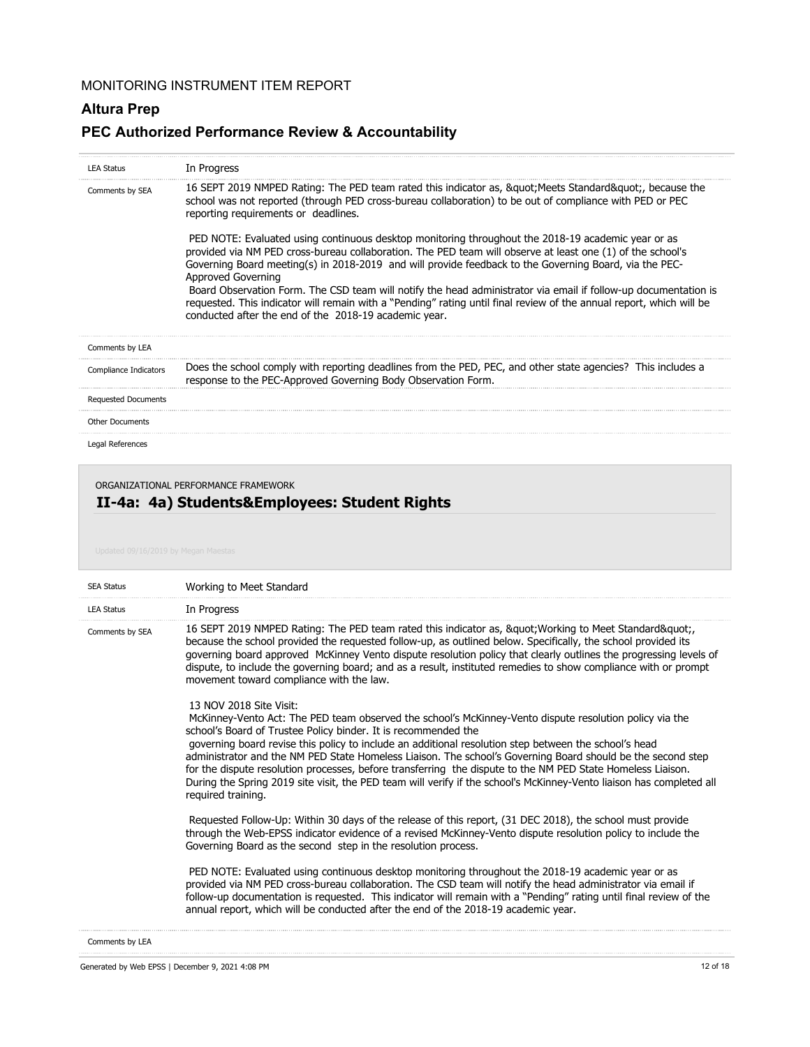MONITORING INSTRUMENT ITEM REPORT

## Altura Prep

## PEC Authorized Performance Review & Accountability

| | |
|---|---|
| LEA Status | In Progress |
| Comments by SEA | 16 SEPT 2019 NMPED Rating: The PED team rated this indicator as, &quot;Meets Standard&quot;, because the school was not reported (through PED cross-bureau collaboration) to be out of compliance with PED or PEC reporting requirements or deadlines.<br><br>PED NOTE: Evaluated using continuous desktop monitoring throughout the 2018-19 academic year or as provided via NM PED cross-bureau collaboration. The PED team will observe at least one (1) of the school's Governing Board meeting(s) in 2018-2019 and will provide feedback to the Governing Board, via the PEC-Approved Governing<br>Board Observation Form. The CSD team will notify the head administrator via email if follow-up documentation is requested. This indicator will remain with a "Pending" rating until final review of the annual report, which will be conducted after the end of the 2018-19 academic year. |
| Comments by LEA | |
| Compliance Indicators | Does the school comply with reporting deadlines from the PED, PEC, and other state agencies? This includes a response to the PEC-Approved Governing Body Observation Form. |
| Requested Documents | |
| Other Documents | |
| Legal References | |

ORGANIZATIONAL PERFORMANCE FRAMEWORK

### II-4a: 4a) Students&Employees: Student Rights

Updated 09/16/2019 by Megan Maestas

| | |
|---|---|
| SEA Status | Working to Meet Standard |
| LEA Status | In Progress |
| Comments by SEA | 16 SEPT 2019 NMPED Rating: The PED team rated this indicator as, &quot;Working to Meet Standard&quot;, because the school provided the requested follow-up, as outlined below. Specifically, the school provided its governing board approved McKinney Vento dispute resolution policy that clearly outlines the progressing levels of dispute, to include the governing board; and as a result, instituted remedies to show compliance with or prompt movement toward compliance with the law.<br><br>13 NOV 2018 Site Visit:<br>McKinney-Vento Act: The PED team observed the school's McKinney-Vento dispute resolution policy via the school's Board of Trustee Policy binder. It is recommended the<br>governing board revise this policy to include an additional resolution step between the school's head administrator and the NM PED State Homeless Liaison. The school's Governing Board should be the second step for the dispute resolution processes, before transferring the dispute to the NM PED State Homeless Liaison. During the Spring 2019 site visit, the PED team will verify if the school's McKinney-Vento liaison has completed all required training.<br><br>Requested Follow-Up: Within 30 days of the release of this report, (31 DEC 2018), the school must provide through the Web-EPSS indicator evidence of a revised McKinney-Vento dispute resolution policy to include the Governing Board as the second step in the resolution process.<br><br>PED NOTE: Evaluated using continuous desktop monitoring throughout the 2018-19 academic year or as provided via NM PED cross-bureau collaboration. The CSD team will notify the head administrator via email if follow-up documentation is requested. This indicator will remain with a "Pending" rating until final review of the annual report, which will be conducted after the end of the 2018-19 academic year. |
| Comments by LEA | |

Generated by Web EPSS | December 9, 2021 4:08 PM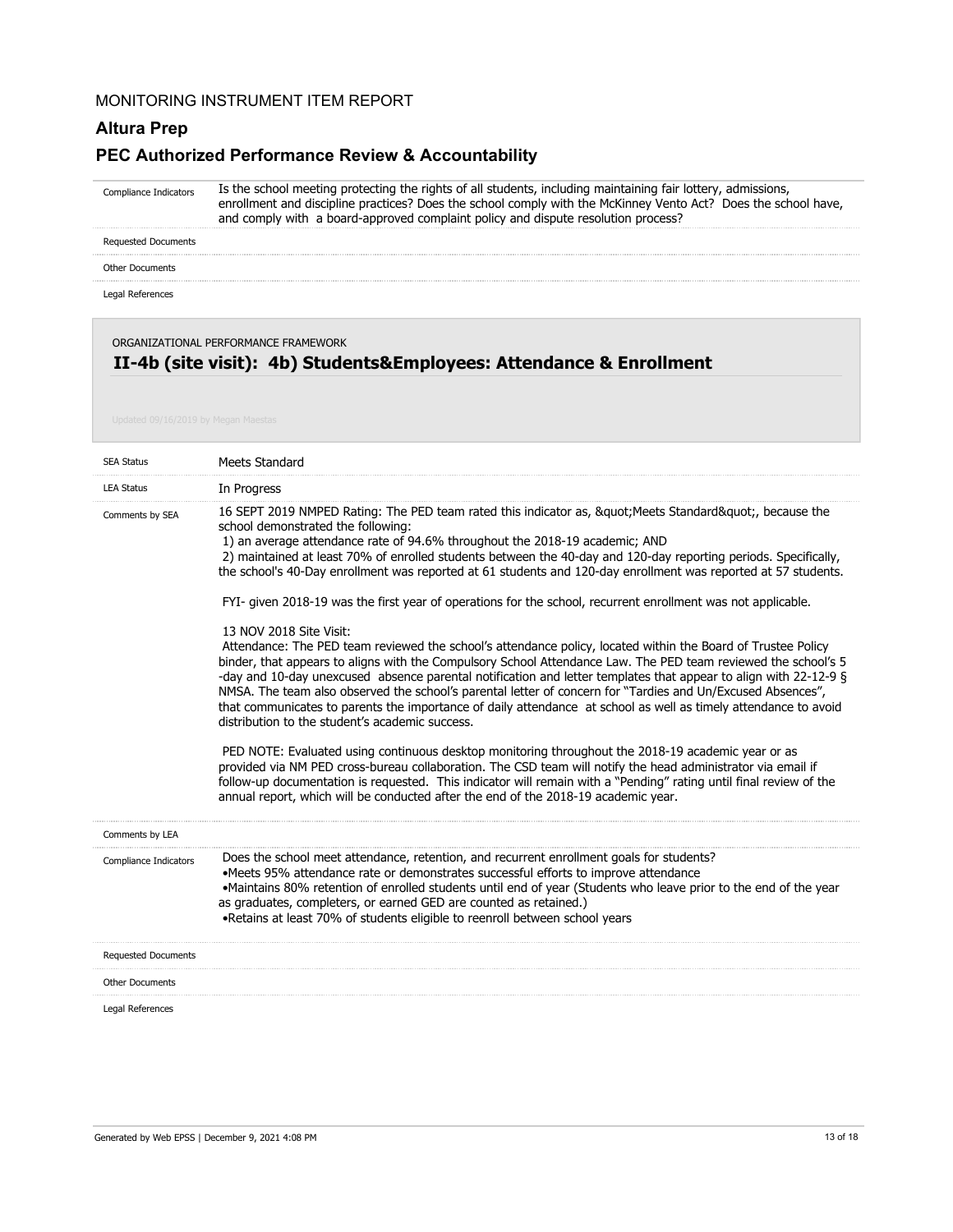MONITORING INSTRUMENT ITEM REPORT

## Altura Prep

## PEC Authorized Performance Review & Accountability

| | |
|---|---|
| Compliance Indicators | Is the school meeting protecting the rights of all students, including maintaining fair lottery, admissions, enrollment and discipline practices? Does the school comply with the McKinney Vento Act? Does the school have, and comply with a board-approved complaint policy and dispute resolution process? |
| Requested Documents | |
| Other Documents | |
| Legal References | |

ORGANIZATIONAL PERFORMANCE FRAMEWORK

### II-4b (site visit): 4b) Students&Employees: Attendance & Enrollment

Updated 09/16/2019 by Megan Maestas

| | |
|---|---|
| SEA Status | Meets Standard |
| LEA Status | In Progress |
| Comments by SEA | 16 SEPT 2019 NMPED Rating: The PED team rated this indicator as, &quot;Meets Standard&quot;, because the school demonstrated the following:<br>1) an average attendance rate of 94.6% throughout the 2018-19 academic; AND<br>2) maintained at least 70% of enrolled students between the 40-day and 120-day reporting periods. Specifically, the school's 40-Day enrollment was reported at 61 students and 120-day enrollment was reported at 57 students.<br><br>FYI- given 2018-19 was the first year of operations for the school, recurrent enrollment was not applicable.<br><br>13 NOV 2018 Site Visit:<br>Attendance: The PED team reviewed the school's attendance policy, located within the Board of Trustee Policy binder, that appears to aligns with the Compulsory School Attendance Law. The PED team reviewed the school's 5 -day and 10-day unexcused absence parental notification and letter templates that appear to align with 22-12-9 § NMSA. The team also observed the school's parental letter of concern for "Tardies and Un/Excused Absences", that communicates to parents the importance of daily attendance at school as well as timely attendance to avoid distribution to the student's academic success.<br><br>PED NOTE: Evaluated using continuous desktop monitoring throughout the 2018-19 academic year or as provided via NM PED cross-bureau collaboration. The CSD team will notify the head administrator via email if follow-up documentation is requested. This indicator will remain with a "Pending" rating until final review of the annual report, which will be conducted after the end of the 2018-19 academic year. |
| Comments by LEA | |
| Compliance Indicators | Does the school meet attendance, retention, and recurrent enrollment goals for students?<br>•Meets 95% attendance rate or demonstrates successful efforts to improve attendance<br>•Maintains 80% retention of enrolled students until end of year (Students who leave prior to the end of the year as graduates, completers, or earned GED are counted as retained.)<br>•Retains at least 70% of students eligible to reenroll between school years |
| Requested Documents | |
| Other Documents | |
| Legal References | |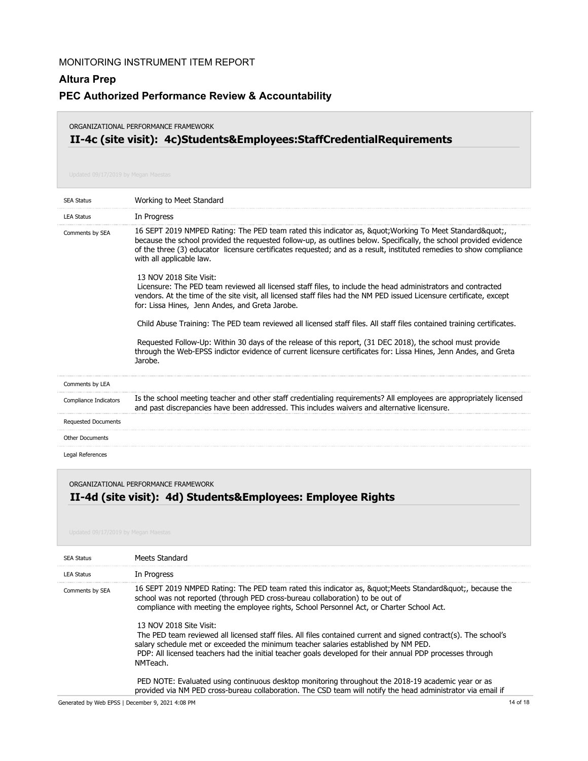MONITORING INSTRUMENT ITEM REPORT

**Altura Prep**

**PEC Authorized Performance Review & Accountability**

ORGANIZATIONAL PERFORMANCE FRAMEWORK

## II-4c (site visit): 4c)Students&Employees:StaffCredentialRequirements

Updated 09/17/2019 by Megan Maestas

| | |
|---|---|
| SEA Status | Working to Meet Standard |
| LEA Status | In Progress |
| Comments by SEA | 16 SEPT 2019 NMPED Rating: The PED team rated this indicator as, &quot;Working To Meet Standard&quot;, because the school provided the requested follow-up, as outlines below. Specifically, the school provided evidence of the three (3) educator licensure certificates requested; and as a result, instituted remedies to show compliance with all applicable law.<br><br>13 NOV 2018 Site Visit:<br>Licensure: The PED team reviewed all licensed staff files, to include the head administrators and contracted vendors. At the time of the site visit, all licensed staff files had the NM PED issued Licensure certificate, except for: Lissa Hines, Jenn Andes, and Greta Jarobe.<br><br>Child Abuse Training: The PED team reviewed all licensed staff files. All staff files contained training certificates.<br><br>Requested Follow-Up: Within 30 days of the release of this report, (31 DEC 2018), the school must provide through the Web-EPSS indictor evidence of current licensure certificates for: Lissa Hines, Jenn Andes, and Greta Jarobe. |
| Comments by LEA | |
| Compliance Indicators | Is the school meeting teacher and other staff credentialing requirements? All employees are appropriately licensed and past discrepancies have been addressed. This includes waivers and alternative licensure. |
| Requested Documents | |
| Other Documents | |
| Legal References | |

ORGANIZATIONAL PERFORMANCE FRAMEWORK

## II-4d (site visit): 4d) Students&Employees: Employee Rights

Updated 09/17/2019 by Megan Maestas

| | |
|---|---|
| SEA Status | Meets Standard |
| LEA Status | In Progress |
| Comments by SEA | 16 SEPT 2019 NMPED Rating: The PED team rated this indicator as, &quot;Meets Standard&quot;, because the school was not reported (through PED cross-bureau collaboration) to be out of compliance with meeting the employee rights, School Personnel Act, or Charter School Act.<br><br>13 NOV 2018 Site Visit:<br>The PED team reviewed all licensed staff files. All files contained current and signed contract(s). The school's salary schedule met or exceeded the minimum teacher salaries established by NM PED.<br>PDP: All licensed teachers had the initial teacher goals developed for their annual PDP processes through NMTeach.<br><br>PED NOTE: Evaluated using continuous desktop monitoring throughout the 2018-19 academic year or as provided via NM PED cross-bureau collaboration. The CSD team will notify the head administrator via email if |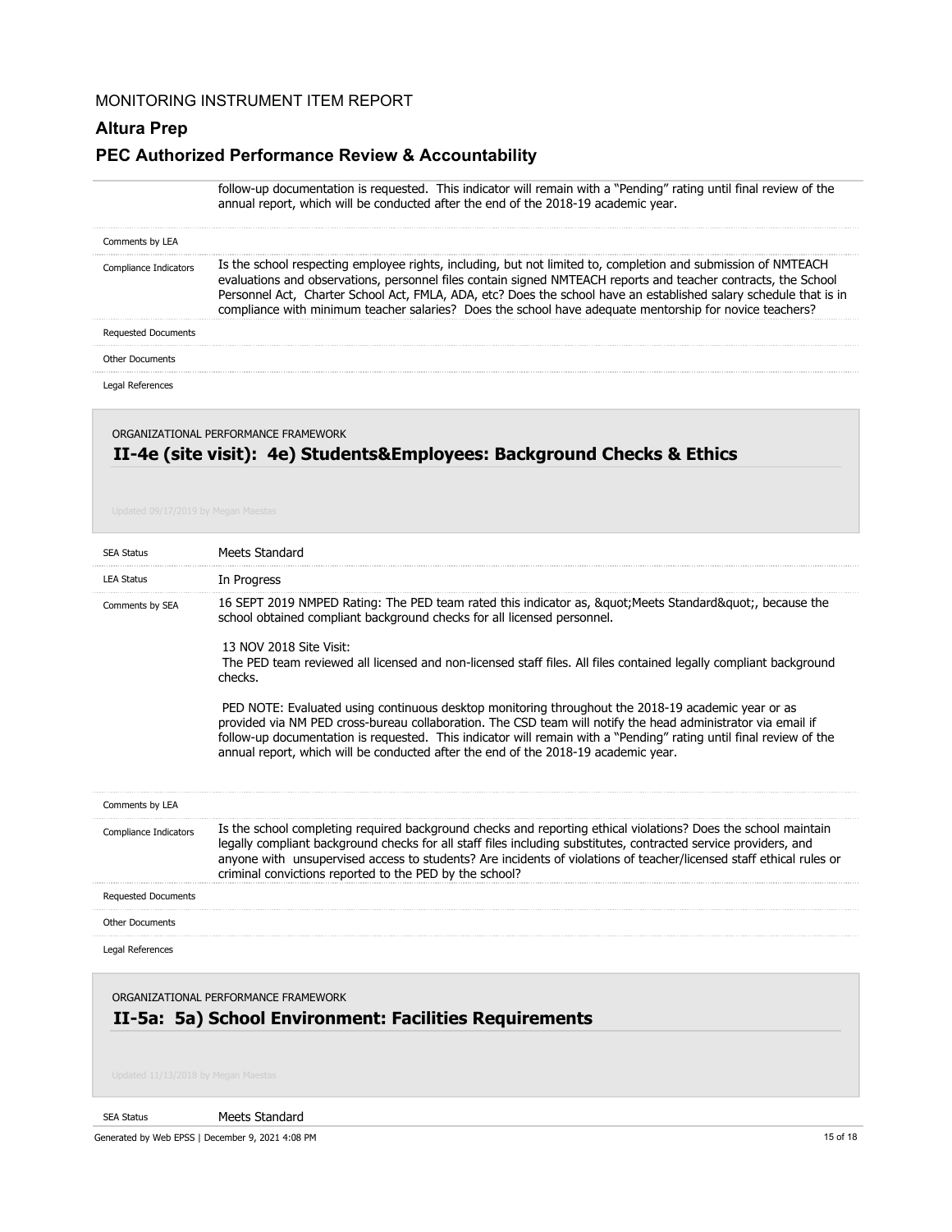follow-up documentation is requested. This indicator will remain with a "Pending" rating until final review of the annual report, which will be conducted after the end of the 2018-19 academic year.

| | |
|---|---|
| Comments by LEA | |
| Compliance Indicators | Is the school respecting employee rights, including, but not limited to, completion and submission of NMTEACH evaluations and observations, personnel files contain signed NMTEACH reports and teacher contracts, the School Personnel Act, Charter School Act, FMLA, ADA, etc? Does the school have an established salary schedule that is in compliance with minimum teacher salaries? Does the school have adequate mentorship for novice teachers? |
| Requested Documents | |
| Other Documents | |
| Legal References | |

ORGANIZATIONAL PERFORMANCE FRAMEWORK

## II-4e (site visit): 4e) Students&Employees: Background Checks & Ethics

Updated 09/17/2019 by Megan Maestas

| | |
|---|---|
| SEA Status | Meets Standard |
| LEA Status | In Progress |
| Comments by SEA | 16 SEPT 2019 NMPED Rating: The PED team rated this indicator as, &quot;Meets Standard&quot;, because the school obtained compliant background checks for all licensed personnel.<br><br>13 NOV 2018 Site Visit:<br>The PED team reviewed all licensed and non-licensed staff files. All files contained legally compliant background checks.<br><br>PED NOTE: Evaluated using continuous desktop monitoring throughout the 2018-19 academic year or as provided via NM PED cross-bureau collaboration. The CSD team will notify the head administrator via email if follow-up documentation is requested. This indicator will remain with a "Pending" rating until final review of the annual report, which will be conducted after the end of the 2018-19 academic year. |
| Comments by LEA | |
| Compliance Indicators | Is the school completing required background checks and reporting ethical violations? Does the school maintain legally compliant background checks for all staff files including substitutes, contracted service providers, and anyone with unsupervised access to students? Are incidents of violations of teacher/licensed staff ethical rules or criminal convictions reported to the PED by the school? |
| Requested Documents | |
| Other Documents | |
| Legal References | |

ORGANIZATIONAL PERFORMANCE FRAMEWORK

## II-5a: 5a) School Environment: Facilities Requirements

Updated 11/13/2018 by Megan Maestas

| | |
|---|---|
| SEA Status | Meets Standard |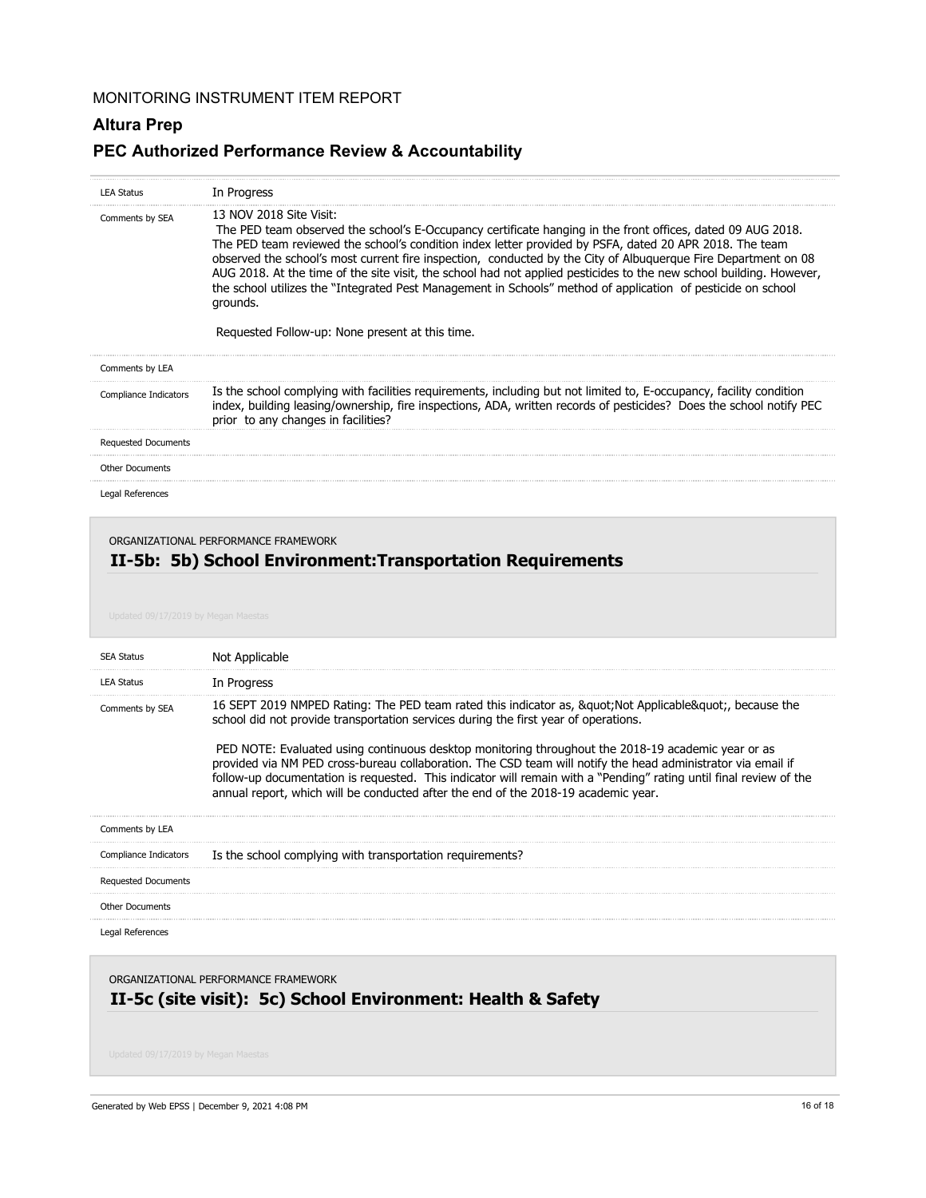MONITORING INSTRUMENT ITEM REPORT

**Altura Prep**

**PEC Authorized Performance Review & Accountability**

| | |
|---|---|
| LEA Status | In Progress |
| Comments by SEA | 13 NOV 2018 Site Visit:<br>The PED team observed the school's E-Occupancy certificate hanging in the front offices, dated 09 AUG 2018. The PED team reviewed the school's condition index letter provided by PSFA, dated 20 APR 2018. The team observed the school's most current fire inspection, conducted by the City of Albuquerque Fire Department on 08 AUG 2018. At the time of the site visit, the school had not applied pesticides to the new school building. However, the school utilizes the "Integrated Pest Management in Schools" method of application of pesticide on school grounds.<br><br>Requested Follow-up: None present at this time. |
| Comments by LEA | |
| Compliance Indicators | Is the school complying with facilities requirements, including but not limited to, E-occupancy, facility condition index, building leasing/ownership, fire inspections, ADA, written records of pesticides? Does the school notify PEC prior to any changes in facilities? |
| Requested Documents | |
| Other Documents | |
| Legal References | |

ORGANIZATIONAL PERFORMANCE FRAMEWORK

## II-5b: 5b) School Environment:Transportation Requirements

Updated 09/17/2019 by Megan Maestas

| | |
|---|---|
| SEA Status | Not Applicable |
| LEA Status | In Progress |
| Comments by SEA | 16 SEPT 2019 NMPED Rating: The PED team rated this indicator as, &quot;Not Applicable&quot;, because the school did not provide transportation services during the first year of operations.<br><br>PED NOTE: Evaluated using continuous desktop monitoring throughout the 2018-19 academic year or as provided via NM PED cross-bureau collaboration. The CSD team will notify the head administrator via email if follow-up documentation is requested. This indicator will remain with a "Pending" rating until final review of the annual report, which will be conducted after the end of the 2018-19 academic year. |
| Comments by LEA | |
| Compliance Indicators | Is the school complying with transportation requirements? |
| Requested Documents | |
| Other Documents | |
| Legal References | |

ORGANIZATIONAL PERFORMANCE FRAMEWORK

## II-5c (site visit): 5c) School Environment: Health & Safety

Updated 09/17/2019 by Megan Maestas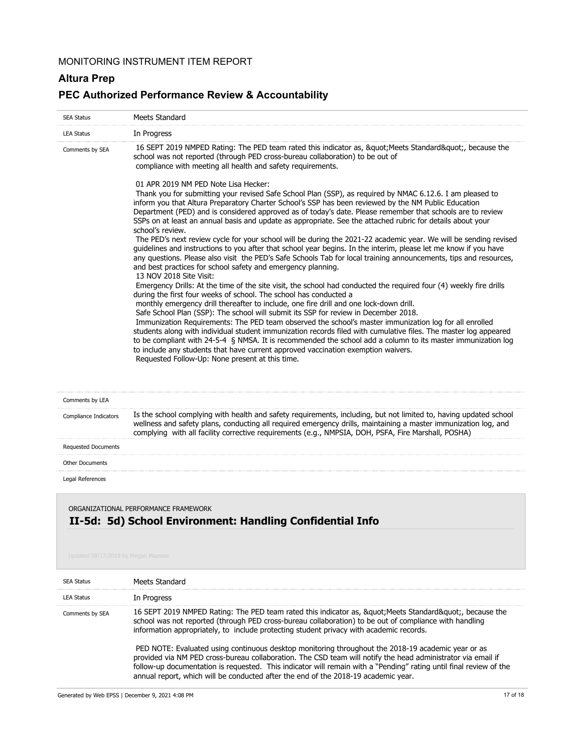MONITORING INSTRUMENT ITEM REPORT

## Altura Prep

## PEC Authorized Performance Review & Accountability

| | |
|---|---|
| SEA Status | Meets Standard |
| LEA Status | In Progress |
| Comments by SEA | 16 SEPT 2019 NMPED Rating: The PED team rated this indicator as, &quot;Meets Standard&quot;, because the school was not reported (through PED cross-bureau collaboration) to be out of compliance with meeting all health and safety requirements.<br><br>01 APR 2019 NM PED Note Lisa Hecker:<br>Thank you for submitting your revised Safe School Plan (SSP), as required by NMAC 6.12.6. I am pleased to inform you that Altura Preparatory Charter School's SSP has been reviewed by the NM Public Education Department (PED) and is considered approved as of today's date. Please remember that schools are to review SSPs on at least an annual basis and update as appropriate. See the attached rubric for details about your school's review.<br>The PED's next review cycle for your school will be during the 2021-22 academic year. We will be sending revised guidelines and instructions to you after that school year begins. In the interim, please let me know if you have any questions. Please also visit the PED's Safe Schools Tab for local training announcements, tips and resources, and best practices for school safety and emergency planning.<br>13 NOV 2018 Site Visit:<br>Emergency Drills: At the time of the site visit, the school had conducted the required four (4) weekly fire drills during the first four weeks of school. The school has conducted a<br>monthly emergency drill thereafter to include, one fire drill and one lock-down drill.<br>Safe School Plan (SSP): The school will submit its SSP for review in December 2018.<br>Immunization Requirements: The PED team observed the school's master immunization log for all enrolled students along with individual student immunization records filed with cumulative files. The master log appeared to be compliant with 24-5-4 § NMSA. It is recommended the school add a column to its master immunization log to include any students that have current approved vaccination exemption waivers.<br>Requested Follow-Up: None present at this time. |
| Comments by LEA | |
| Compliance Indicators | Is the school complying with health and safety requirements, including, but not limited to, having updated school wellness and safety plans, conducting all required emergency drills, maintaining a master immunization log, and complying with all facility corrective requirements (e.g., NMPSIA, DOH, PSFA, Fire Marshall, POSHA) |
| Requested Documents | |
| Other Documents | |
| Legal References | |

ORGANIZATIONAL PERFORMANCE FRAMEWORK

### II-5d: 5d) School Environment: Handling Confidential Info

Updated 09/17/2019 by Megan Maestas

| | |
|---|---|
| SEA Status | Meets Standard |
| LEA Status | In Progress |
| Comments by SEA | 16 SEPT 2019 NMPED Rating: The PED team rated this indicator as, &quot;Meets Standard&quot;, because the school was not reported (through PED cross-bureau collaboration) to be out of compliance with handling information appropriately, to include protecting student privacy with academic records.<br><br>PED NOTE: Evaluated using continuous desktop monitoring throughout the 2018-19 academic year or as provided via NM PED cross-bureau collaboration. The CSD team will notify the head administrator via email if follow-up documentation is requested. This indicator will remain with a "Pending" rating until final review of the annual report, which will be conducted after the end of the 2018-19 academic year. |

Generated by Web EPSS | December 9, 2021 4:08 PM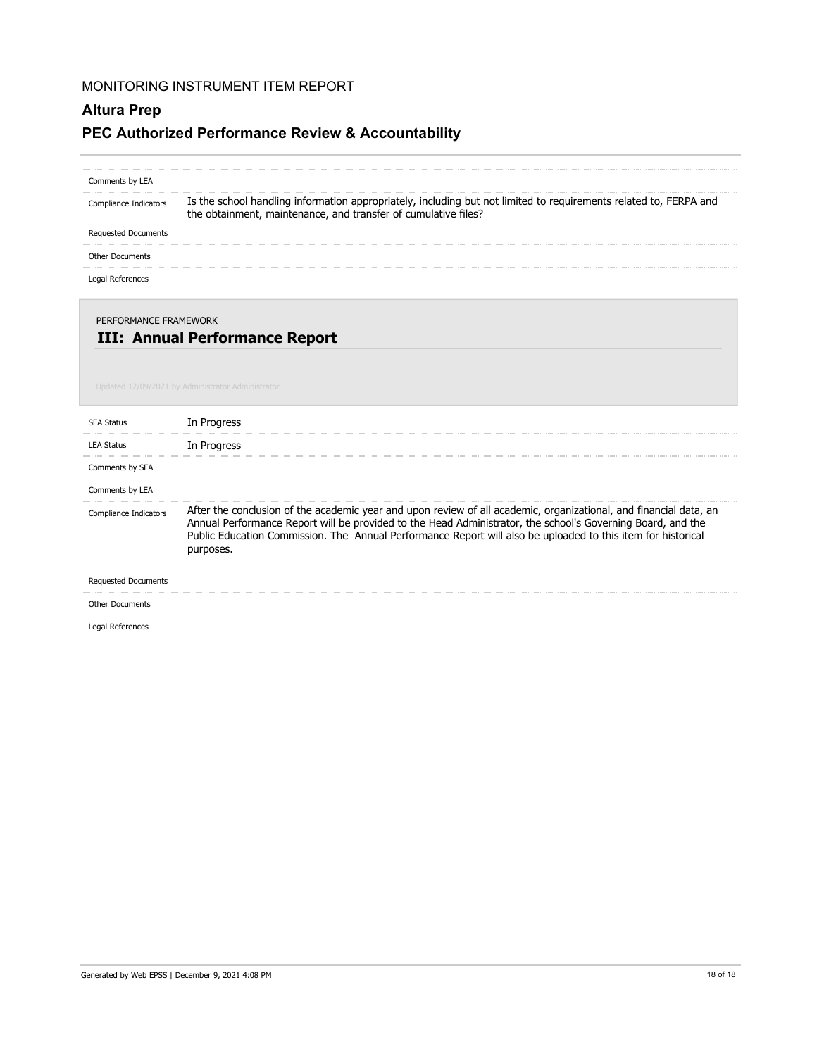MONITORING INSTRUMENT ITEM REPORT

## Altura Prep

## PEC Authorized Performance Review & Accountability

| | |
|---|---|
| Comments by LEA | |
| Compliance Indicators | Is the school handling information appropriately, including but not limited to requirements related to, FERPA and the obtainment, maintenance, and transfer of cumulative files? |
| Requested Documents | |
| Other Documents | |
| Legal References | |

PERFORMANCE FRAMEWORK

### III: Annual Performance Report

Updated 12/09/2021 by Administrator Administrator

| | |
|---|---|
| SEA Status | In Progress |
| LEA Status | In Progress |
| Comments by SEA | |
| Comments by LEA | |
| Compliance Indicators | After the conclusion of the academic year and upon review of all academic, organizational, and financial data, an Annual Performance Report will be provided to the Head Administrator, the school's Governing Board, and the Public Education Commission. The Annual Performance Report will also be uploaded to this item for historical purposes. |
| Requested Documents | |
| Other Documents | |
| Legal References | |